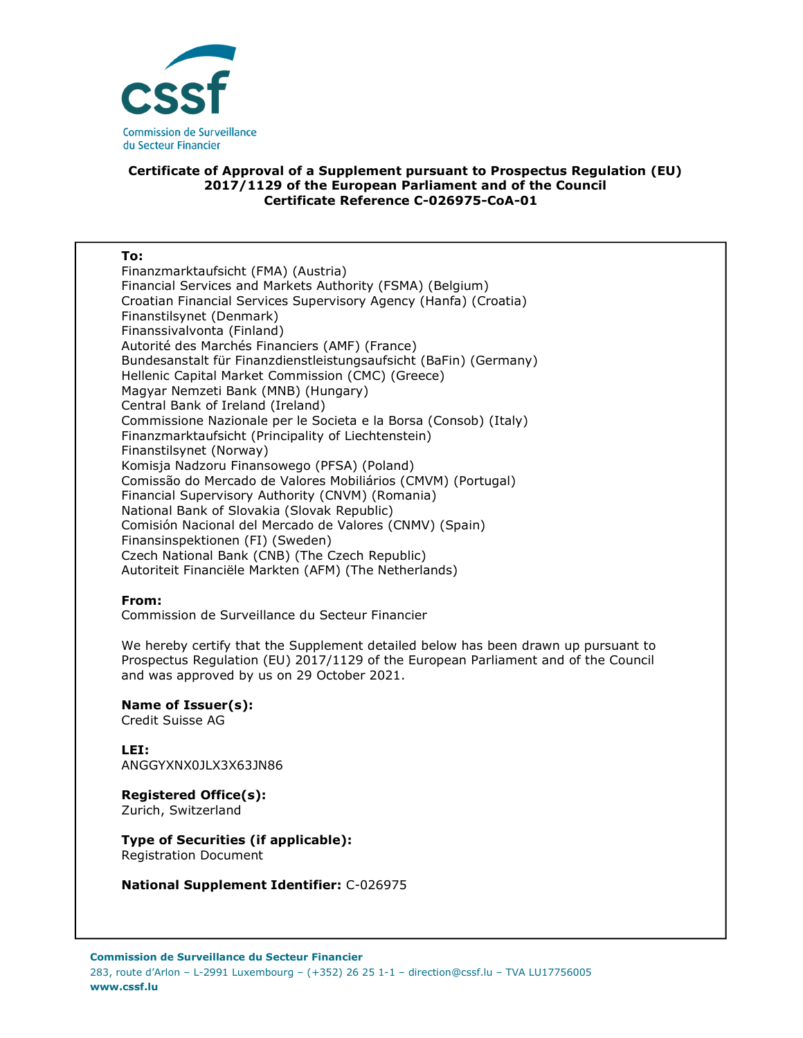cssf

Commission de Surveillance du Secteur Financier

**Certificate of Approval of a Supplement pursuant to Prospectus Regulation (EU) 2017/1129 of the European Parliament and of the Council**
**Certificate Reference C-026975-CoA-01**

**To:**
Finanzmarktaufsicht (FMA) (Austria)
Financial Services and Markets Authority (FSMA) (Belgium)
Croatian Financial Services Supervisory Agency (Hanfa) (Croatia)
Finanstilsynet (Denmark)
Finanssivalvonta (Finland)
Autorité des Marchés Financiers (AMF) (France)
Bundesanstalt für Finanzdienstleistungsaufsicht (BaFin) (Germany)
Hellenic Capital Market Commission (CMC) (Greece)
Magyar Nemzeti Bank (MNB) (Hungary)
Central Bank of Ireland (Ireland)
Commissione Nazionale per le Societa e la Borsa (Consob) (Italy)
Finanzmarktaufsicht (Principality of Liechtenstein)
Finanstilsynet (Norway)
Komisja Nadzoru Finansowego (PFSA) (Poland)
Comissão do Mercado de Valores Mobiliários (CMVM) (Portugal)
Financial Supervisory Authority (CNVM) (Romania)
National Bank of Slovakia (Slovak Republic)
Comisión Nacional del Mercado de Valores (CNMV) (Spain)
Finansinspektionen (FI) (Sweden)
Czech National Bank (CNB) (The Czech Republic)
Autoriteit Financiële Markten (AFM) (The Netherlands)

**From:**
Commission de Surveillance du Secteur Financier

We hereby certify that the Supplement detailed below has been drawn up pursuant to Prospectus Regulation (EU) 2017/1129 of the European Parliament and of the Council and was approved by us on 29 October 2021.

**Name of Issuer(s):**
Credit Suisse AG

**LEI:**
ANGGYXNX0JLX3X63JN86

**Registered Office(s):**
Zurich, Switzerland

**Type of Securities (if applicable):**
Registration Document

**National Supplement Identifier:** C-026975

**Commission de Surveillance du Secteur Financier**
283, route d'Arlon – L-2991 Luxembourg – (+352) 26 25 1-1 – direction@cssf.lu – TVA LU17756005
**www.cssf.lu**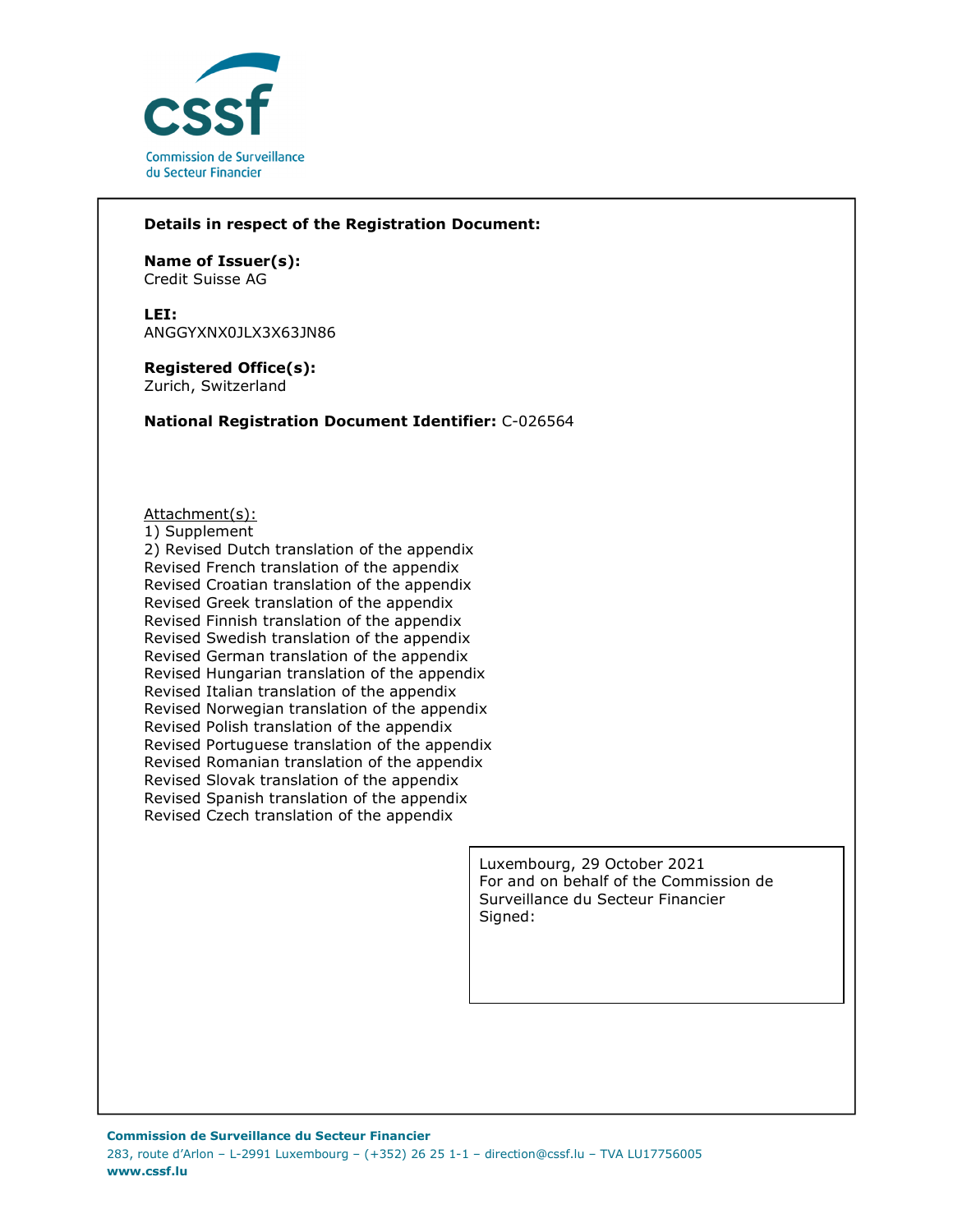**cssf**

Commission de Surveillance du Secteur Financier

**Details in respect of the Registration Document:**

**Name of Issuer(s):**
Credit Suisse AG

**LEI:**
ANGGYXNX0JLX3X63JN86

**Registered Office(s):**
Zurich, Switzerland

**National Registration Document Identifier:** C-026564

Attachment(s):
1) Supplement
2) Revised Dutch translation of the appendix
Revised French translation of the appendix
Revised Croatian translation of the appendix
Revised Greek translation of the appendix
Revised Finnish translation of the appendix
Revised Swedish translation of the appendix
Revised German translation of the appendix
Revised Hungarian translation of the appendix
Revised Italian translation of the appendix
Revised Norwegian translation of the appendix
Revised Polish translation of the appendix
Revised Portuguese translation of the appendix
Revised Romanian translation of the appendix
Revised Slovak translation of the appendix
Revised Spanish translation of the appendix
Revised Czech translation of the appendix

Luxembourg, 29 October 2021
For and on behalf of the Commission de Surveillance du Secteur Financier
Signed:

**Commission de Surveillance du Secteur Financier**
283, route d'Arlon – L-2991 Luxembourg – (+352) 26 25 1-1 – direction@cssf.lu – TVA LU17756005
**www.cssf.lu**